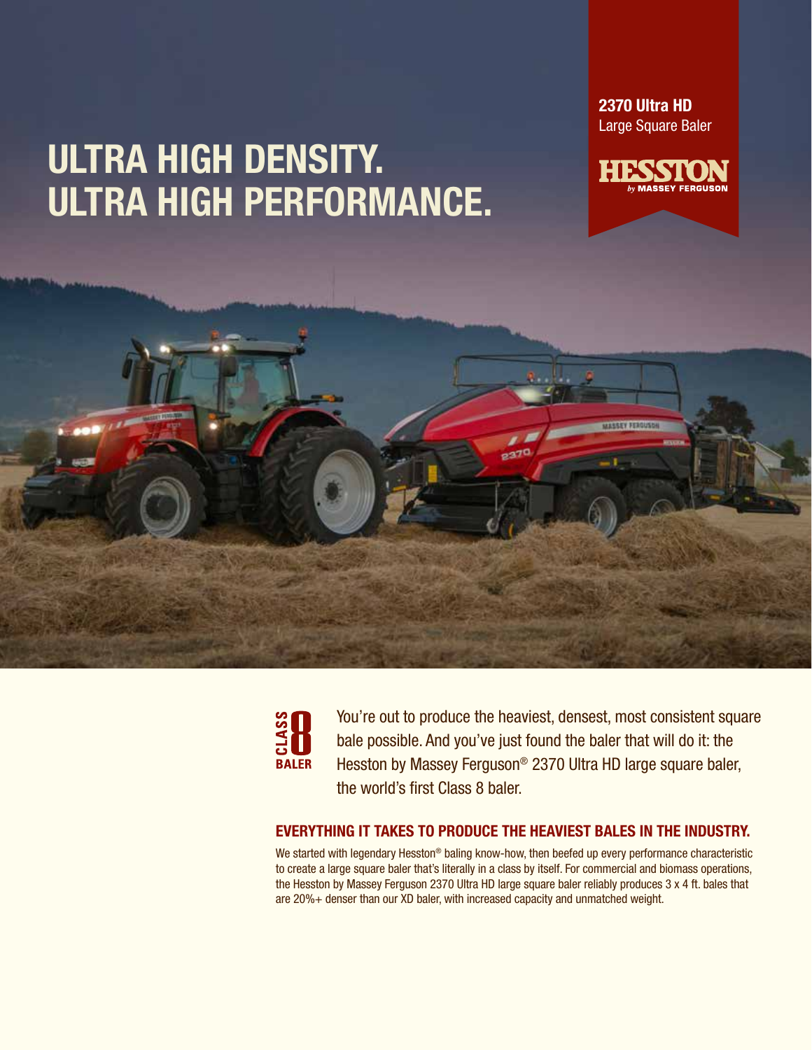2370 Ultra HD
Large Square Baler

HESSTON by MASSEY FERGUSON

# ULTRA HIGH DENSITY. ULTRA HIGH PERFORMANCE.

CLASS 8 BALER

You're out to produce the heaviest, densest, most consistent square bale possible. And you've just found the baler that will do it: the Hesston by Massey Ferguson® 2370 Ultra HD large square baler, the world's first Class 8 baler.

## EVERYTHING IT TAKES TO PRODUCE THE HEAVIEST BALES IN THE INDUSTRY.

We started with legendary Hesston® baling know-how, then beefed up every performance characteristic to create a large square baler that's literally in a class by itself. For commercial and biomass operations, the Hesston by Massey Ferguson 2370 Ultra HD large square baler reliably produces 3 x 4 ft. bales that are 20%+ denser than our XD baler, with increased capacity and unmatched weight.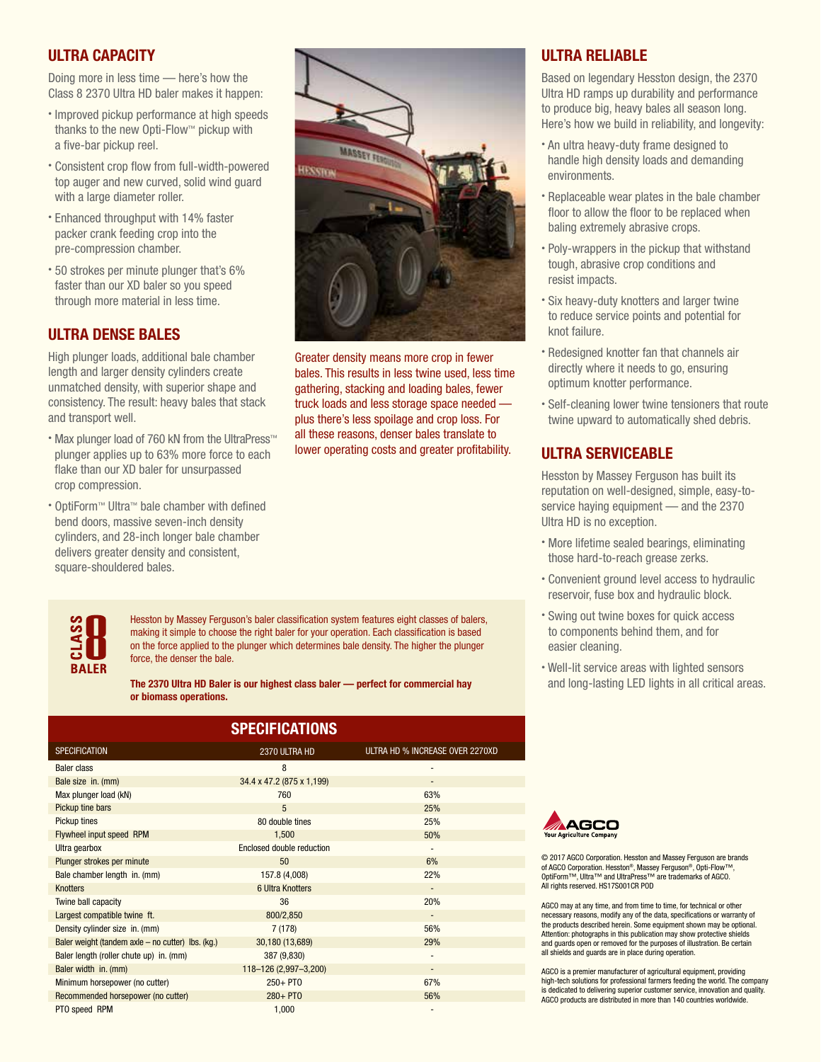## ULTRA CAPACITY

Doing more in less time — here's how the Class 8 2370 Ultra HD baler makes it happen:

- Improved pickup performance at high speeds thanks to the new Opti-Flow™ pickup with a five-bar pickup reel.
- Consistent crop flow from full-width-powered top auger and new curved, solid wind guard with a large diameter roller.
- Enhanced throughput with 14% faster packer crank feeding crop into the pre-compression chamber.
- 50 strokes per minute plunger that's 6% faster than our XD baler so you speed through more material in less time.

## ULTRA DENSE BALES

High plunger loads, additional bale chamber length and larger density cylinders create unmatched density, with superior shape and consistency. The result: heavy bales that stack and transport well.

- Max plunger load of 760 kN from the UltraPress™ plunger applies up to 63% more force to each flake than our XD baler for unsurpassed crop compression.
- OptiForm™ Ultra™ bale chamber with defined bend doors, massive seven-inch density cylinders, and 28-inch longer bale chamber delivers greater density and consistent, square-shouldered bales.

Greater density means more crop in fewer bales. This results in less twine used, less time gathering, stacking and loading bales, fewer truck loads and less storage space needed — plus there's less spoilage and crop loss. For all these reasons, denser bales translate to lower operating costs and greater profitability.

## ULTRA RELIABLE

Based on legendary Hesston design, the 2370 Ultra HD ramps up durability and performance to produce big, heavy bales all season long. Here's how we build in reliability, and longevity:

- An ultra heavy-duty frame designed to handle high density loads and demanding environments.
- Replaceable wear plates in the bale chamber floor to allow the floor to be replaced when baling extremely abrasive crops.
- Poly-wrappers in the pickup that withstand tough, abrasive crop conditions and resist impacts.
- Six heavy-duty knotters and larger twine to reduce service points and potential for knot failure.
- Redesigned knotter fan that channels air directly where it needs to go, ensuring optimum knotter performance.
- Self-cleaning lower twine tensioners that route twine upward to automatically shed debris.

## ULTRA SERVICEABLE

Hesston by Massey Ferguson has built its reputation on well-designed, simple, easy-to-service haying equipment — and the 2370 Ultra HD is no exception.

- More lifetime sealed bearings, eliminating those hard-to-reach grease zerks.
- Convenient ground level access to hydraulic reservoir, fuse box and hydraulic block.
- Swing out twine boxes for quick access to components behind them, and for easier cleaning.
- Well-lit service areas with lighted sensors and long-lasting LED lights in all critical areas.

CLASS 8 BALER

Hesston by Massey Ferguson's baler classification system features eight classes of balers, making it simple to choose the right baler for your operation. Each classification is based on the force applied to the plunger which determines bale density. The higher the plunger force, the denser the bale.

**The 2370 Ultra HD Baler is our highest class baler — perfect for commercial hay or biomass operations.**

## SPECIFICATIONS

| SPECIFICATION | 2370 ULTRA HD | ULTRA HD % INCREASE OVER 2270XD |
|---|---|---|
| Baler class | 8 | - |
| Bale size in. (mm) | 34.4 x 47.2 (875 x 1,199) | - |
| Max plunger load (kN) | 760 | 63% |
| Pickup tine bars | 5 | 25% |
| Pickup tines | 80 double tines | 25% |
| Flywheel input speed RPM | 1,500 | 50% |
| Ultra gearbox | Enclosed double reduction | - |
| Plunger strokes per minute | 50 | 6% |
| Bale chamber length in. (mm) | 157.8 (4,008) | 22% |
| Knotters | 6 Ultra Knotters | - |
| Twine ball capacity | 36 | 20% |
| Largest compatible twine ft. | 800/2,850 | - |
| Density cylinder size in. (mm) | 7 (178) | 56% |
| Baler weight (tandem axle – no cutter) lbs. (kg.) | 30,180 (13,689) | 29% |
| Baler length (roller chute up) in. (mm) | 387 (9,830) | - |
| Baler width in. (mm) | 118–126 (2,997–3,200) | - |
| Minimum horsepower (no cutter) | 250+ PTO | 67% |
| Recommended horsepower (no cutter) | 280+ PTO | 56% |
| PTO speed RPM | 1,000 | - |

AGCO
Your Agriculture Company

© 2017 AGCO Corporation. Hesston and Massey Ferguson are brands of AGCO Corporation. Hesston®, Massey Ferguson®, Opti-Flow™, OptiForm™, Ultra™ and UltraPress™ are trademarks of AGCO. All rights reserved. HS17S001CR POD

AGCO may at any time, and from time to time, for technical or other necessary reasons, modify any of the data, specifications or warranty of the products described herein. Some equipment shown may be optional. Attention: photographs in this publication may show protective shields and guards open or removed for the purposes of illustration. Be certain all shields and guards are in place during operation.

AGCO is a premier manufacturer of agricultural equipment, providing high-tech solutions for professional farmers feeding the world. The company is dedicated to delivering superior customer service, innovation and quality. AGCO products are distributed in more than 140 countries worldwide.